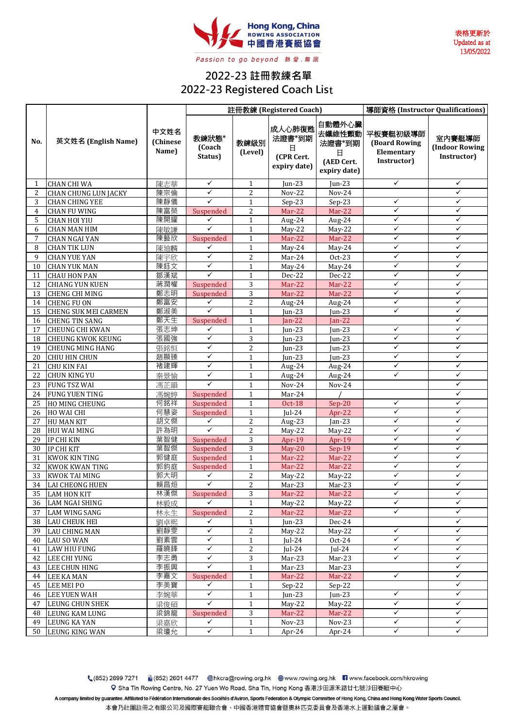Hong Kong, China
ROWING ASSOCIATION
中國香港賽艇協會

*Passion to go beyond 熱愛.無限*

表格更新於
Updated as at
13/05/2022

# 2022-23 註冊教練名單
# 2022-23 Registered Coach List

| No. | 英文姓名 (English Name) | 中文姓名 (Chinese Name) | 註冊教練 (Registered Coach) | | | | 導師資格 (Instructor Qualifications) | |
|---|---|---|---|---|---|---|---|---|
| | | | 教練狀態* (Coach Status) | 教練級別 (Level) | 成人心肺復甦法證書*到期日 (CPR Cert. expiry date) | 自動體外心臟去纖維性顫動法證書*到期日 (AED Cert. expiry date) | 平板賽艇初級導師 (Board Rowing Elementary Instructor) | 室內賽艇導師 (Indoor Rowing Instructor) |
| 1 | CHAN CHI WA | 陳志華 | ✓ | 1 | Jun-23 | Jun-23 | ✓ | ✓ |
| 2 | CHAN CHUNG LUN JACKY | 陳宗倫 | ✓ | 2 | Nov-22 | Nov-24 | ✓ | ✓ |
| 3 | CHAN CHING YEE | 陳靜儀 | ✓ | 1 | Sep-23 | Sep-23 | ✓ | ✓ |
| 4 | CHAN FU WING | 陳富榮 | Suspended | 2 | Mar-22 | Mar-22 | ✓ | ✓ |
| 5 | CHAN HOI YIU | 陳開耀 | ✓ | 1 | Aug-24 | Aug-24 | ✓ | ✓ |
| 6 | CHAN MAN HIM | 陳敏謙 | ✓ | 1 | May-22 | May-22 | ✓ | ✓ |
| 7 | CHAN NGAI YAN | 陳藝欣 | Suspended | 1 | Mar-22 | Mar-22 | ✓ | ✓ |
| 8 | CHAN TIK LUN | 陳廸麟 | ✓ | 1 | May-24 | May-24 | ✓ | ✓ |
| 9 | CHAN YUE YAN | 陳宇欣 | ✓ | 2 | Mar-24 | Oct-23 | ✓ | ✓ |
| 10 | CHAN YUK MAN | 陳鈺文 | ✓ | 1 | May-24 | May-24 | ✓ | ✓ |
| 11 | CHAU HON PAN | 鄒漢斌 | ✓ | 1 | Dec-22 | Dec-22 | ✓ | ✓ |
| 12 | CHIANG YUN KUEN | 蔣潤權 | Suspended | 3 | Mar-22 | Mar-22 | ✓ | ✓ |
| 13 | CHENG CHI MING | 鄭志明 | Suspended | 3 | Mar-22 | Mar-22 | ✓ | ✓ |
| 14 | CHENG FU ON | 鄭富安 | ✓ | 2 | Aug-24 | Aug-24 | ✓ | ✓ |
| 15 | CHENG SUK MEI CARMEN | 鄭淑美 | ✓ | 1 | Jun-23 | Jun-23 | ✓ | ✓ |
| 16 | CHENG TIN SANG | 鄭天生 | Suspended | 1 | Jan-22 | Jan-22 | | ✓ |
| 17 | CHEUNG CHI KWAN | 張志坤 | ✓ | 1 | Jun-23 | Jun-23 | ✓ | ✓ |
| 18 | CHEUNG KWOK KEUNG | 張國強 | ✓ | 3 | Jun-23 | Jun-23 | ✓ | ✓ |
| 19 | CHEUNG MING HANG | 張銘恒 | ✓ | 2 | Jun-23 | Jun-23 | ✓ | ✓ |
| 20 | CHIU HIN CHUN | 趙顯臻 | ✓ | 1 | Jun-23 | Jun-23 | ✓ | ✓ |
| 21 | CHU KIN FAI | 褚建輝 | ✓ | 1 | Aug-24 | Aug-24 | ✓ | ✓ |
| 22 | CHUN KING YU | 秦景愉 | ✓ | 1 | Aug-24 | Aug-24 | ✓ | ✓ |
| 23 | FUNG TSZ WAI | 馮芷韻 | ✓ | 1 | Nov-24 | Nov-24 | | ✓ |
| 24 | FUNG YUEN TING | 馮婉婷 | Suspended | 1 | Mar-24 | / | | ✓ |
| 25 | HO MING CHEUNG | 何銘祥 | Suspended | 1 | Oct-18 | Sep-20 | ✓ | ✓ |
| 26 | HO WAI CHI | 何慧姿 | Suspended | 1 | Jul-24 | Apr-22 | ✓ | ✓ |
| 27 | HU MAN KIT | 胡文傑 | ✓ | 2 | Aug-23 | Jan-23 | ✓ | ✓ |
| 28 | HUI WAI MING | 許為明 | ✓ | 2 | May-22 | May-22 | ✓ | ✓ |
| 29 | IP CHI KIN | 葉智健 | Suspended | 3 | Apr-19 | Apr-19 | ✓ | ✓ |
| 30 | IP CHI KIT | 葉智傑 | Suspended | 3 | May-20 | Sep-19 | ✓ | ✓ |
| 31 | KWOK KIN TING | 郭健庭 | Suspended | 1 | Mar-22 | Mar-22 | ✓ | ✓ |
| 32 | KWOK KWAN TING | 郭鈞庭 | Suspended | 1 | Mar-22 | Mar-22 | ✓ | ✓ |
| 33 | KWOK TAI MING | 郭大明 | ✓ | 2 | May-22 | May-22 | ✓ | ✓ |
| 34 | LAI CHEONG HUEN | 賴昌烜 | ✓ | 2 | Mar-23 | Mar-23 | ✓ | ✓ |
| 35 | LAM HON KIT | 林漢傑 | Suspended | 3 | Mar-22 | Mar-22 | ✓ | ✓ |
| 36 | LAM NGAI SHING | 林毅成 | ✓ | 1 | May-22 | May-22 | ✓ | ✓ |
| 37 | LAM WING SANG | 林永生 | Suspended | 2 | Mar-22 | Mar-22 | ✓ | ✓ |
| 38 | LAU CHEUK HEI | 劉卓熙 | ✓ | 1 | Jun-23 | Dec-24 | | ✓ |
| 39 | LAU CHING MAN | 劉靜雯 | ✓ | 2 | May-22 | May-22 | ✓ | ✓ |
| 40 | LAU SO WAN | 劉素雲 | ✓ | 1 | Jul-24 | Oct-24 | ✓ | ✓ |
| 41 | LAW HIU FUNG | 羅曉鋒 | ✓ | 2 | Jul-24 | Jul-24 | ✓ | ✓ |
| 42 | LEE CHI YUNG | 李志勇 | ✓ | 3 | Mar-23 | Mar-23 | ✓ | ✓ |
| 43 | LEE CHUN HING | 李振興 | ✓ | 1 | Mar-23 | Mar-23 | | ✓ |
| 44 | LEE KA MAN | 李嘉文 | Suspended | 1 | Mar-22 | Mar-22 | ✓ | ✓ |
| 45 | LEE MEI PO | 李美寶 | ✓ | 1 | Sep-22 | Sep-22 | | ✓ |
| 46 | LEE YUEN WAH | 李婉華 | ✓ | 1 | Jun-23 | Jun-23 | ✓ | ✓ |
| 47 | LEUNG CHUN SHEK | 梁俊碩 | ✓ | 1 | May-22 | May-22 | ✓ | ✓ |
| 48 | LEUNG KAM LUNG | 梁錦龍 | Suspended | 3 | Mar-22 | Mar-22 | ✓ | ✓ |
| 49 | LEUNG KA YAN | 梁嘉欣 | ✓ | 1 | Nov-23 | Nov-23 | ✓ | ✓ |
| 50 | LEUNG KING WAN | 梁瓊允 | ✓ | 1 | Apr-24 | Apr-24 | ✓ | ✓ |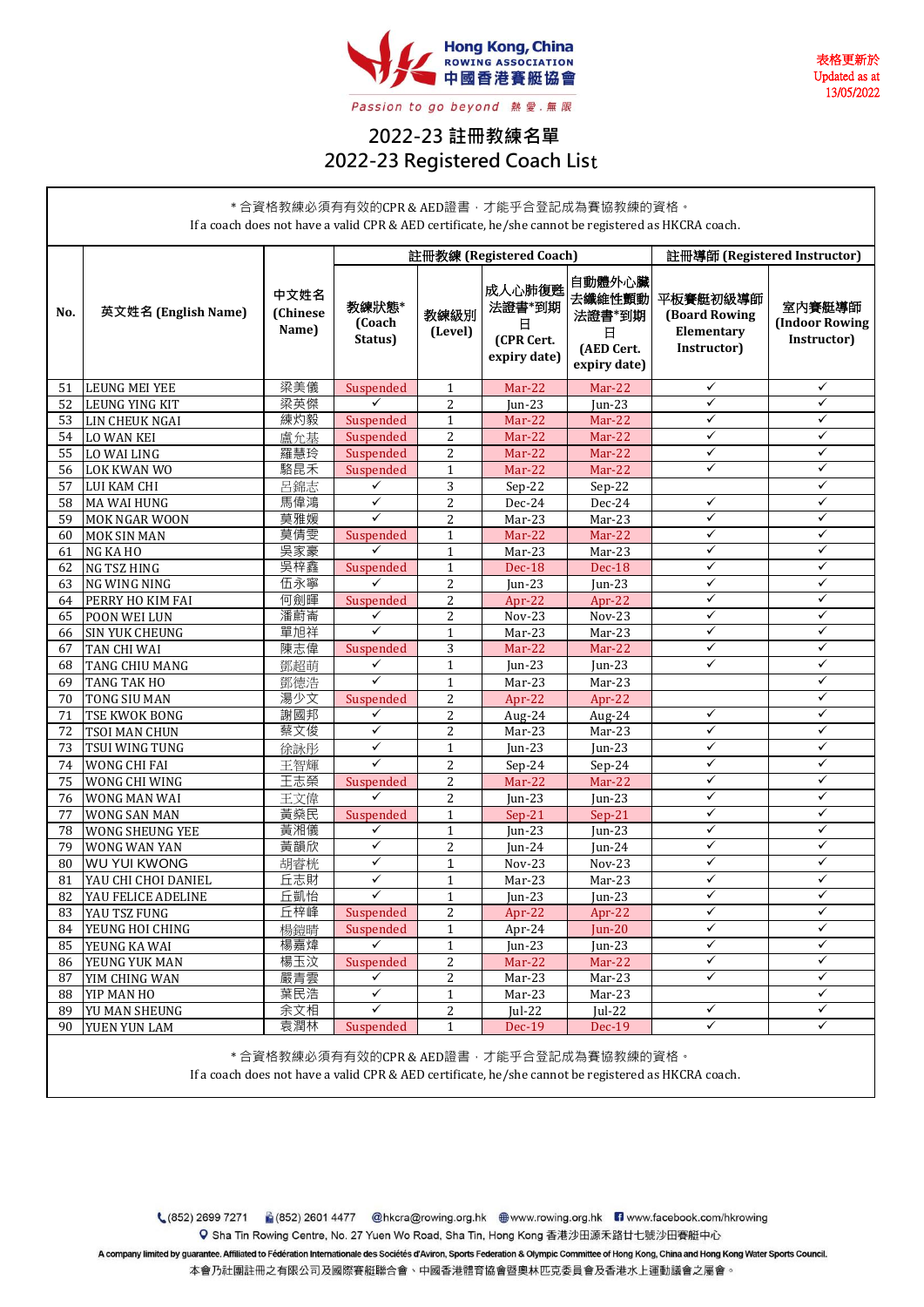Hong Kong, China
ROWING ASSOCIATION
中國香港賽艇協會

*Passion to go beyond 熱愛.無限*

表格更新於
Updated as at
13/05/2022

# 2022-23 註冊教練名單
# 2022-23 Registered Coach List

* 合資格教練必須有有效的CPR & AED證書，才能乎合登記成為賽協教練的資格。
If a coach does not have a valid CPR & AED certificate, he/she cannot be registered as HKCRA coach.

| No. | 英文姓名 (English Name) | 中文姓名 (Chinese Name) | 註冊教練 (Registered Coach) | | | | 註冊導師 (Registered Instructor) | |
|---|---|---|---|---|---|---|---|---|
| | | | 教練狀態* (Coach Status) | 教練級別 (Level) | 成人心肺復甦法證書*到期日 (CPR Cert. expiry date) | 自動體外心臟去纖維性顫動法證書*到期日 (AED Cert. expiry date) | 平板賽艇初級導師 (Board Rowing Elementary Instructor) | 室內賽艇導師 (Indoor Rowing Instructor) |
| 51 | LEUNG MEI YEE | 梁美儀 | Suspended | 1 | Mar-22 | Mar-22 | ✓ | ✓ |
| 52 | LEUNG YING KIT | 梁英傑 | ✓ | 2 | Jun-23 | Jun-23 | ✓ | ✓ |
| 53 | LIN CHEUK NGAI | 練灼毅 | Suspended | 1 | Mar-22 | Mar-22 | ✓ | ✓ |
| 54 | LO WAN KEI | 盧允基 | Suspended | 2 | Mar-22 | Mar-22 | ✓ | ✓ |
| 55 | LO WAI LING | 羅慧玲 | Suspended | 2 | Mar-22 | Mar-22 | ✓ | ✓ |
| 56 | LOK KWAN WO | 駱昆禾 | Suspended | 1 | Mar-22 | Mar-22 | ✓ | |
| 57 | LUI KAM CHI | 呂錦志 | ✓ | 3 | Sep-22 | Sep-22 | | ✓ |
| 58 | MA WAI HUNG | 馬偉鴻 | ✓ | 2 | Dec-24 | Dec-24 | ✓ | ✓ |
| 59 | MOK NGAR WOON | 莫雅媛 | ✓ | 2 | Mar-23 | Mar-23 | ✓ | ✓ |
| 60 | MOK SIN MAN | 莫倩雯 | Suspended | 1 | Mar-22 | Mar-22 | ✓ | ✓ |
| 61 | NG KA HO | 吳家豪 | ✓ | 1 | Mar-23 | Mar-23 | ✓ | ✓ |
| 62 | NG TSZ HING | 吳梓鑫 | Suspended | 1 | Dec-18 | Dec-18 | ✓ | ✓ |
| 63 | NG WING NING | 伍永寧 | ✓ | 2 | Jun-23 | Jun-23 | ✓ | ✓ |
| 64 | PERRY HO KIM FAI | 何劍暉 | Suspended | 2 | Apr-22 | Apr-22 | ✓ | ✓ |
| 65 | POON WEI LUN | 潘蔚崙 | ✓ | 2 | Nov-23 | Nov-23 | ✓ | ✓ |
| 66 | SIN YUK CHEUNG | 單旭祥 | ✓ | 1 | Mar-23 | Mar-23 | ✓ | ✓ |
| 67 | TAN CHI WAI | 陳志偉 | Suspended | 3 | Mar-22 | Mar-22 | ✓ | ✓ |
| 68 | TANG CHIU MANG | 鄧超萌 | ✓ | 1 | Jun-23 | Jun-23 | ✓ | ✓ |
| 69 | TANG TAK HO | 鄧德浩 | ✓ | 1 | Mar-23 | Mar-23 | | ✓ |
| 70 | TONG SIU MAN | 湯少文 | Suspended | 2 | Apr-22 | Apr-22 | | ✓ |
| 71 | TSE KWOK BONG | 謝國邦 | ✓ | 2 | Aug-24 | Aug-24 | ✓ | ✓ |
| 72 | TSOI MAN CHUN | 蔡文俊 | ✓ | 2 | Mar-23 | Mar-23 | ✓ | ✓ |
| 73 | TSUI WING TUNG | 徐詠彤 | ✓ | 1 | Jun-23 | Jun-23 | ✓ | ✓ |
| 74 | WONG CHI FAI | 王智輝 | ✓ | 2 | Sep-24 | Sep-24 | ✓ | ✓ |
| 75 | WONG CHI WING | 王志榮 | Suspended | 2 | Mar-22 | Mar-22 | ✓ | ✓ |
| 76 | WONG MAN WAI | 王文偉 | ✓ | 2 | Jun-23 | Jun-23 | ✓ | ✓ |
| 77 | WONG SAN MAN | 黃燊民 | Suspended | 1 | Sep-21 | Sep-21 | ✓ | ✓ |
| 78 | WONG SHEUNG YEE | 黃湘儀 | ✓ | 1 | Jun-23 | Jun-23 | ✓ | ✓ |
| 79 | WONG WAN YAN | 黃韻欣 | ✓ | 2 | Jun-24 | Jun-24 | ✓ | ✓ |
| 80 | WU YUI KWONG | 胡睿桄 | ✓ | 1 | Nov-23 | Nov-23 | ✓ | ✓ |
| 81 | YAU CHI CHOI DANIEL | 丘志財 | ✓ | 1 | Mar-23 | Mar-23 | ✓ | ✓ |
| 82 | YAU FELICE ADELINE | 丘凱怡 | ✓ | 1 | Jun-23 | Jun-23 | ✓ | ✓ |
| 83 | YAU TSZ FUNG | 丘梓峰 | Suspended | 2 | Apr-22 | Apr-22 | ✓ | ✓ |
| 84 | YEUNG HOI CHING | 楊鎧晴 | Suspended | 1 | Apr-24 | Jun-20 | ✓ | ✓ |
| 85 | YEUNG KA WAI | 楊嘉煒 | ✓ | 1 | Jun-23 | Jun-23 | ✓ | ✓ |
| 86 | YEUNG YUK MAN | 楊玉汶 | Suspended | 2 | Mar-22 | Mar-22 | ✓ | ✓ |
| 87 | YIM CHING WAN | 嚴青雲 | ✓ | 2 | Mar-23 | Mar-23 | ✓ | ✓ |
| 88 | YIP MAN HO | 葉民浩 | ✓ | 1 | Mar-23 | Mar-23 | | ✓ |
| 89 | YU MAN SHEUNG | 余文相 | ✓ | 2 | Jul-22 | Jul-22 | ✓ | ✓ |
| 90 | YUEN YUN LAM | 袁潤林 | Suspended | 1 | Dec-19 | Dec-19 | ✓ | ✓ |

* 合資格教練必須有有效的CPR & AED證書，才能乎合登記成為賽協教練的資格。
If a coach does not have a valid CPR & AED certificate, he/she cannot be registered as HKCRA coach.

(852) 2699 7271 (852) 2601 4477 @hkcra@rowing.org.hk www.rowing.org.hk www.facebook.com/hkrowing
Sha Tin Rowing Centre, No. 27 Yuen Wo Road, Sha Tin, Hong Kong 香港沙田源禾路廿七號沙田賽艇中心

A company limited by guarantee. Affiliated to Fédération Internationale des Sociétés d'Aviron, Sports Federation & Olympic Committee of Hong Kong, China and Hong Kong Water Sports Council.
本會乃社團註冊之有限公司及國際賽艇聯合會、中國香港體育協會暨奧林匹克委員會及香港水上運動議會之屬會。